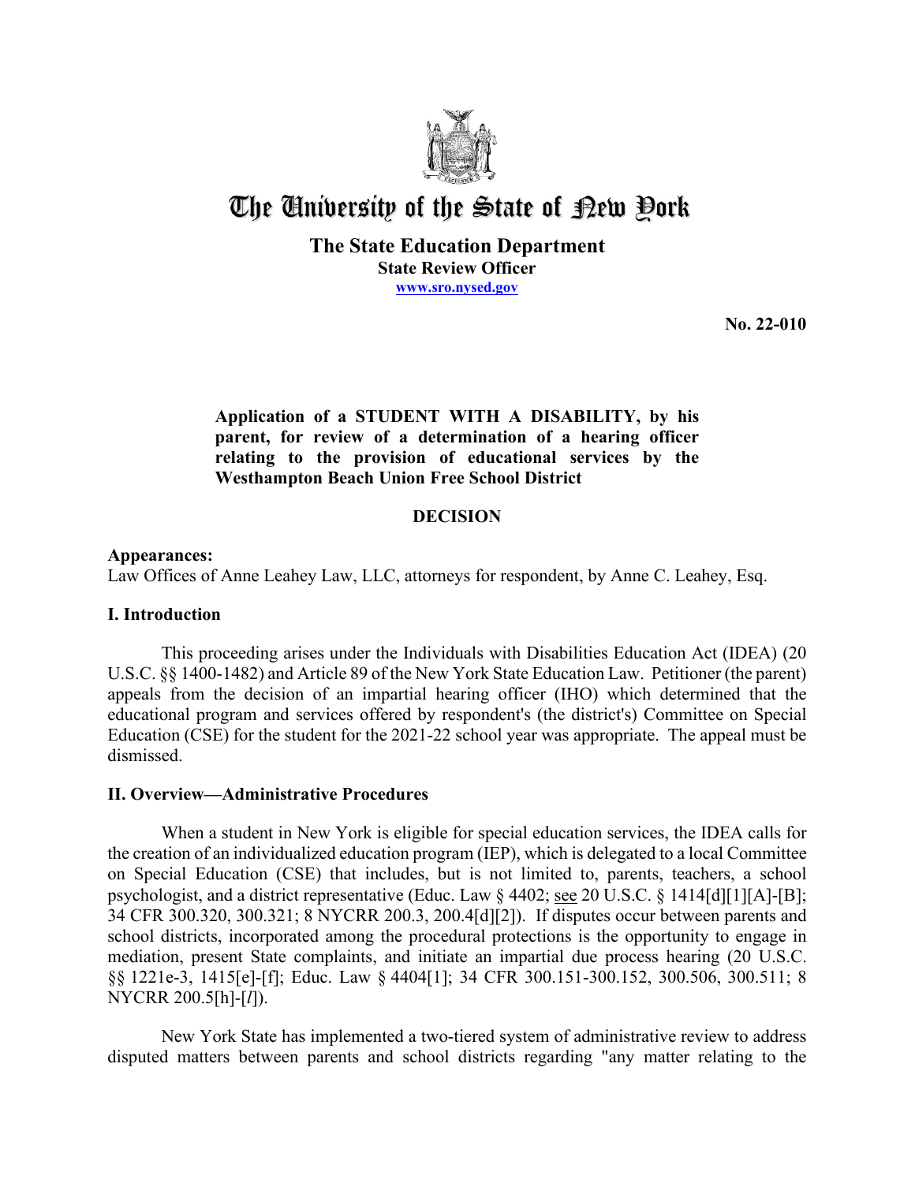# The University of the State of New York

**The State Education Department**
**State Review Officer**
**www.sro.nysed.gov**

**No. 22-010**

**Application of a STUDENT WITH A DISABILITY, by his parent, for review of a determination of a hearing officer relating to the provision of educational services by the Westhampton Beach Union Free School District**

## DECISION

**Appearances:**
Law Offices of Anne Leahey Law, LLC, attorneys for respondent, by Anne C. Leahey, Esq.

## I. Introduction

This proceeding arises under the Individuals with Disabilities Education Act (IDEA) (20 U.S.C. §§ 1400-1482) and Article 89 of the New York State Education Law. Petitioner (the parent) appeals from the decision of an impartial hearing officer (IHO) which determined that the educational program and services offered by respondent's (the district's) Committee on Special Education (CSE) for the student for the 2021-22 school year was appropriate. The appeal must be dismissed.

## II. Overview—Administrative Procedures

When a student in New York is eligible for special education services, the IDEA calls for the creation of an individualized education program (IEP), which is delegated to a local Committee on Special Education (CSE) that includes, but is not limited to, parents, teachers, a school psychologist, and a district representative (Educ. Law § 4402; see 20 U.S.C. § 1414[d][1][A]-[B]; 34 CFR 300.320, 300.321; 8 NYCRR 200.3, 200.4[d][2]). If disputes occur between parents and school districts, incorporated among the procedural protections is the opportunity to engage in mediation, present State complaints, and initiate an impartial due process hearing (20 U.S.C. §§ 1221e-3, 1415[e]-[f]; Educ. Law § 4404[1]; 34 CFR 300.151-300.152, 300.506, 300.511; 8 NYCRR 200.5[h]-[*l*]).

New York State has implemented a two-tiered system of administrative review to address disputed matters between parents and school districts regarding "any matter relating to the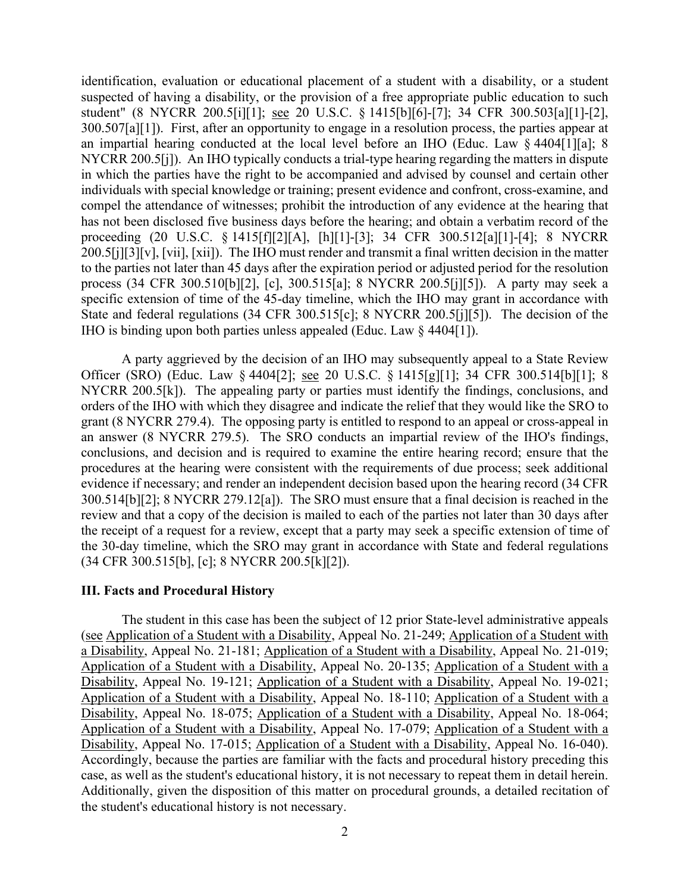identification, evaluation or educational placement of a student with a disability, or a student suspected of having a disability, or the provision of a free appropriate public education to such student" (8 NYCRR 200.5[i][1]; see 20 U.S.C. § 1415[b][6]-[7]; 34 CFR 300.503[a][1]-[2], 300.507[a][1]). First, after an opportunity to engage in a resolution process, the parties appear at an impartial hearing conducted at the local level before an IHO (Educ. Law § 4404[1][a]; 8 NYCRR 200.5[j]). An IHO typically conducts a trial-type hearing regarding the matters in dispute in which the parties have the right to be accompanied and advised by counsel and certain other individuals with special knowledge or training; present evidence and confront, cross-examine, and compel the attendance of witnesses; prohibit the introduction of any evidence at the hearing that has not been disclosed five business days before the hearing; and obtain a verbatim record of the proceeding (20 U.S.C. § 1415[f][2][A], [h][1]-[3]; 34 CFR 300.512[a][1]-[4]; 8 NYCRR 200.5[j][3][v], [vii], [xii]). The IHO must render and transmit a final written decision in the matter to the parties not later than 45 days after the expiration period or adjusted period for the resolution process (34 CFR 300.510[b][2], [c], 300.515[a]; 8 NYCRR 200.5[j][5]). A party may seek a specific extension of time of the 45-day timeline, which the IHO may grant in accordance with State and federal regulations (34 CFR 300.515[c]; 8 NYCRR 200.5[j][5]). The decision of the IHO is binding upon both parties unless appealed (Educ. Law § 4404[1]).

A party aggrieved by the decision of an IHO may subsequently appeal to a State Review Officer (SRO) (Educ. Law § 4404[2]; see 20 U.S.C. § 1415[g][1]; 34 CFR 300.514[b][1]; 8 NYCRR 200.5[k]). The appealing party or parties must identify the findings, conclusions, and orders of the IHO with which they disagree and indicate the relief that they would like the SRO to grant (8 NYCRR 279.4). The opposing party is entitled to respond to an appeal or cross-appeal in an answer (8 NYCRR 279.5). The SRO conducts an impartial review of the IHO's findings, conclusions, and decision and is required to examine the entire hearing record; ensure that the procedures at the hearing were consistent with the requirements of due process; seek additional evidence if necessary; and render an independent decision based upon the hearing record (34 CFR 300.514[b][2]; 8 NYCRR 279.12[a]). The SRO must ensure that a final decision is reached in the review and that a copy of the decision is mailed to each of the parties not later than 30 days after the receipt of a request for a review, except that a party may seek a specific extension of time of the 30-day timeline, which the SRO may grant in accordance with State and federal regulations (34 CFR 300.515[b], [c]; 8 NYCRR 200.5[k][2]).

### III. Facts and Procedural History

The student in this case has been the subject of 12 prior State-level administrative appeals (see Application of a Student with a Disability, Appeal No. 21-249; Application of a Student with a Disability, Appeal No. 21-181; Application of a Student with a Disability, Appeal No. 21-019; Application of a Student with a Disability, Appeal No. 20-135; Application of a Student with a Disability, Appeal No. 19-121; Application of a Student with a Disability, Appeal No. 19-021; Application of a Student with a Disability, Appeal No. 18-110; Application of a Student with a Disability, Appeal No. 18-075; Application of a Student with a Disability, Appeal No. 18-064; Application of a Student with a Disability, Appeal No. 17-079; Application of a Student with a Disability, Appeal No. 17-015; Application of a Student with a Disability, Appeal No. 16-040). Accordingly, because the parties are familiar with the facts and procedural history preceding this case, as well as the student's educational history, it is not necessary to repeat them in detail herein. Additionally, given the disposition of this matter on procedural grounds, a detailed recitation of the student's educational history is not necessary.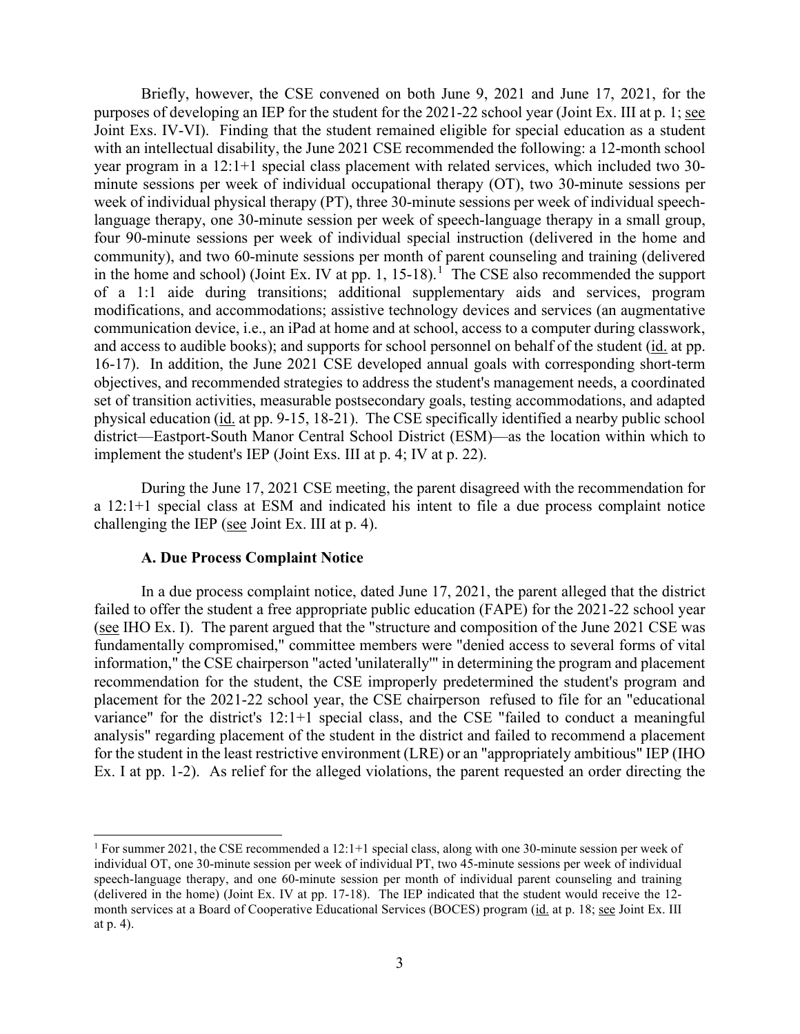Briefly, however, the CSE convened on both June 9, 2021 and June 17, 2021, for the purposes of developing an IEP for the student for the 2021-22 school year (Joint Ex. III at p. 1; see Joint Exs. IV-VI). Finding that the student remained eligible for special education as a student with an intellectual disability, the June 2021 CSE recommended the following: a 12-month school year program in a 12:1+1 special class placement with related services, which included two 30-minute sessions per week of individual occupational therapy (OT), two 30-minute sessions per week of individual physical therapy (PT), three 30-minute sessions per week of individual speech-language therapy, one 30-minute session per week of speech-language therapy in a small group, four 90-minute sessions per week of individual special instruction (delivered in the home and community), and two 60-minute sessions per month of parent counseling and training (delivered in the home and school) (Joint Ex. IV at pp. 1, 15-18).[1] The CSE also recommended the support of a 1:1 aide during transitions; additional supplementary aids and services, program modifications, and accommodations; assistive technology devices and services (an augmentative communication device, i.e., an iPad at home and at school, access to a computer during classwork, and access to audible books); and supports for school personnel on behalf of the student (id. at pp. 16-17). In addition, the June 2021 CSE developed annual goals with corresponding short-term objectives, and recommended strategies to address the student's management needs, a coordinated set of transition activities, measurable postsecondary goals, testing accommodations, and adapted physical education (id. at pp. 9-15, 18-21). The CSE specifically identified a nearby public school district—Eastport-South Manor Central School District (ESM)—as the location within which to implement the student's IEP (Joint Exs. III at p. 4; IV at p. 22).

During the June 17, 2021 CSE meeting, the parent disagreed with the recommendation for a 12:1+1 special class at ESM and indicated his intent to file a due process complaint notice challenging the IEP (see Joint Ex. III at p. 4).

### A. Due Process Complaint Notice

In a due process complaint notice, dated June 17, 2021, the parent alleged that the district failed to offer the student a free appropriate public education (FAPE) for the 2021-22 school year (see IHO Ex. I). The parent argued that the "structure and composition of the June 2021 CSE was fundamentally compromised," committee members were "denied access to several forms of vital information," the CSE chairperson "acted 'unilaterally'" in determining the program and placement recommendation for the student, the CSE improperly predetermined the student's program and placement for the 2021-22 school year, the CSE chairperson refused to file for an "educational variance" for the district's 12:1+1 special class, and the CSE "failed to conduct a meaningful analysis" regarding placement of the student in the district and failed to recommend a placement for the student in the least restrictive environment (LRE) or an "appropriately ambitious" IEP (IHO Ex. I at pp. 1-2). As relief for the alleged violations, the parent requested an order directing the

---

[1] For summer 2021, the CSE recommended a 12:1+1 special class, along with one 30-minute session per week of individual OT, one 30-minute session per week of individual PT, two 45-minute sessions per week of individual speech-language therapy, and one 60-minute session per month of individual parent counseling and training (delivered in the home) (Joint Ex. IV at pp. 17-18). The IEP indicated that the student would receive the 12-month services at a Board of Cooperative Educational Services (BOCES) program (id. at p. 18; see Joint Ex. III at p. 4).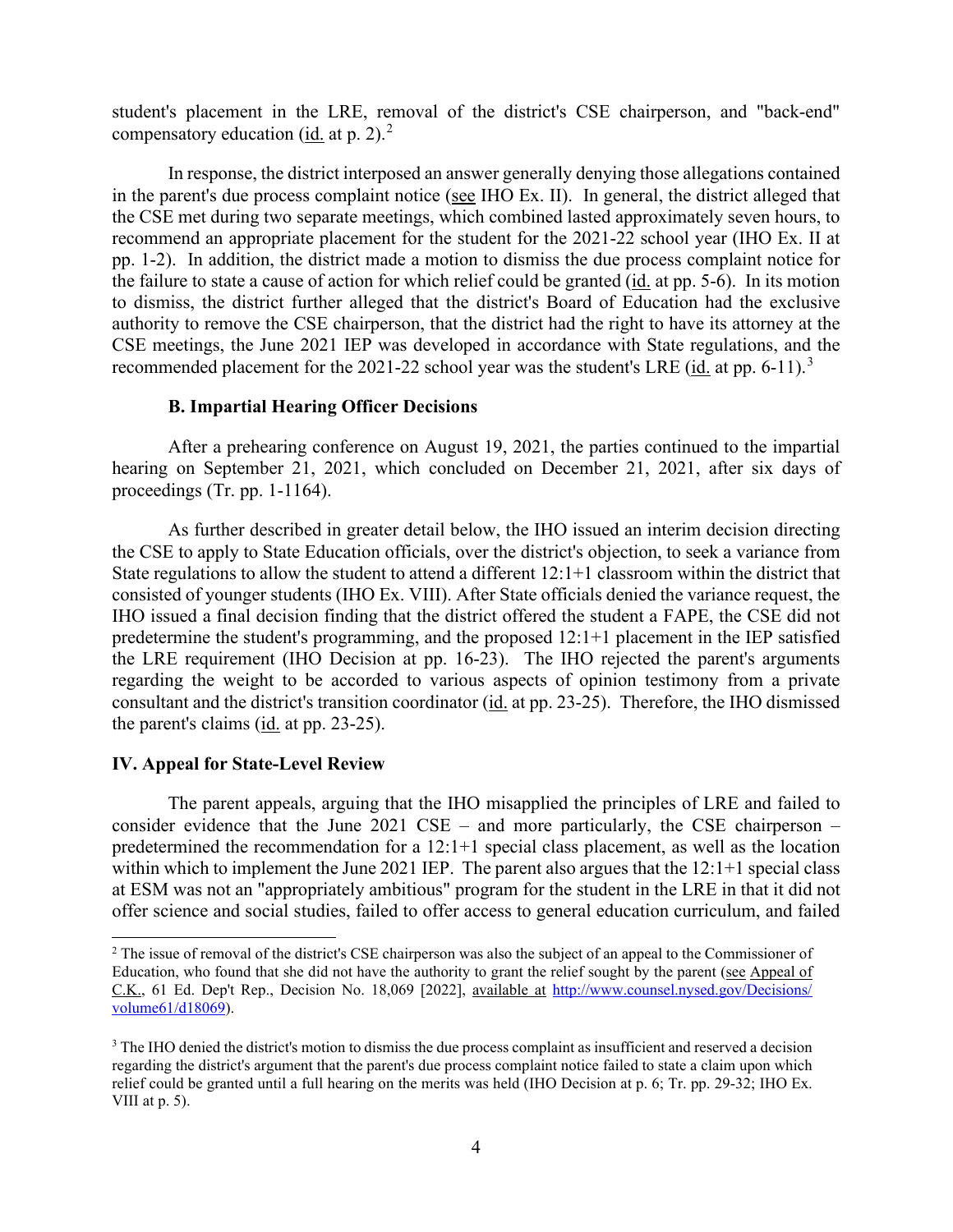student's placement in the LRE, removal of the district's CSE chairperson, and "back-end" compensatory education (id. at p. 2).[2]

In response, the district interposed an answer generally denying those allegations contained in the parent's due process complaint notice (see IHO Ex. II). In general, the district alleged that the CSE met during two separate meetings, which combined lasted approximately seven hours, to recommend an appropriate placement for the student for the 2021-22 school year (IHO Ex. II at pp. 1-2). In addition, the district made a motion to dismiss the due process complaint notice for the failure to state a cause of action for which relief could be granted (id. at pp. 5-6). In its motion to dismiss, the district further alleged that the district's Board of Education had the exclusive authority to remove the CSE chairperson, that the district had the right to have its attorney at the CSE meetings, the June 2021 IEP was developed in accordance with State regulations, and the recommended placement for the 2021-22 school year was the student's LRE (id. at pp. 6-11).[3]

### B. Impartial Hearing Officer Decisions

After a prehearing conference on August 19, 2021, the parties continued to the impartial hearing on September 21, 2021, which concluded on December 21, 2021, after six days of proceedings (Tr. pp. 1-1164).

As further described in greater detail below, the IHO issued an interim decision directing the CSE to apply to State Education officials, over the district's objection, to seek a variance from State regulations to allow the student to attend a different 12:1+1 classroom within the district that consisted of younger students (IHO Ex. VIII). After State officials denied the variance request, the IHO issued a final decision finding that the district offered the student a FAPE, the CSE did not predetermine the student's programming, and the proposed 12:1+1 placement in the IEP satisfied the LRE requirement (IHO Decision at pp. 16-23). The IHO rejected the parent's arguments regarding the weight to be accorded to various aspects of opinion testimony from a private consultant and the district's transition coordinator (id. at pp. 23-25). Therefore, the IHO dismissed the parent's claims (id. at pp. 23-25).

## IV. Appeal for State-Level Review

The parent appeals, arguing that the IHO misapplied the principles of LRE and failed to consider evidence that the June 2021 CSE – and more particularly, the CSE chairperson – predetermined the recommendation for a 12:1+1 special class placement, as well as the location within which to implement the June 2021 IEP. The parent also argues that the 12:1+1 special class at ESM was not an "appropriately ambitious" program for the student in the LRE in that it did not offer science and social studies, failed to offer access to general education curriculum, and failed

---

[2] The issue of removal of the district's CSE chairperson was also the subject of an appeal to the Commissioner of Education, who found that she did not have the authority to grant the relief sought by the parent (see Appeal of C.K., 61 Ed. Dep't Rep., Decision No. 18,069 [2022], available at http://www.counsel.nysed.gov/Decisions/volume61/d18069).

[3] The IHO denied the district's motion to dismiss the due process complaint as insufficient and reserved a decision regarding the district's argument that the parent's due process complaint notice failed to state a claim upon which relief could be granted until a full hearing on the merits was held (IHO Decision at p. 6; Tr. pp. 29-32; IHO Ex. VIII at p. 5).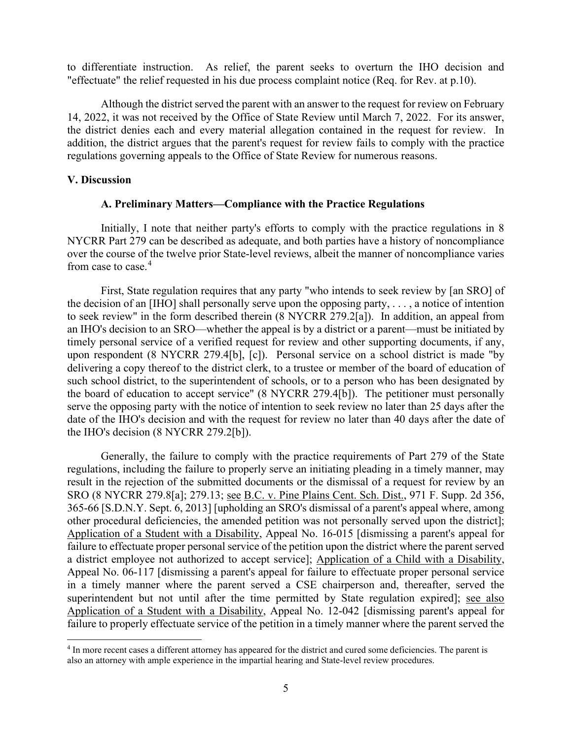to differentiate instruction. As relief, the parent seeks to overturn the IHO decision and "effectuate" the relief requested in his due process complaint notice (Req. for Rev. at p.10).

Although the district served the parent with an answer to the request for review on February 14, 2022, it was not received by the Office of State Review until March 7, 2022. For its answer, the district denies each and every material allegation contained in the request for review. In addition, the district argues that the parent's request for review fails to comply with the practice regulations governing appeals to the Office of State Review for numerous reasons.

## V. Discussion

### A. Preliminary Matters—Compliance with the Practice Regulations

Initially, I note that neither party's efforts to comply with the practice regulations in 8 NYCRR Part 279 can be described as adequate, and both parties have a history of noncompliance over the course of the twelve prior State-level reviews, albeit the manner of noncompliance varies from case to case.[4]

First, State regulation requires that any party "who intends to seek review by [an SRO] of the decision of an [IHO] shall personally serve upon the opposing party, . . . , a notice of intention to seek review" in the form described therein (8 NYCRR 279.2[a]). In addition, an appeal from an IHO's decision to an SRO—whether the appeal is by a district or a parent—must be initiated by timely personal service of a verified request for review and other supporting documents, if any, upon respondent (8 NYCRR 279.4[b], [c]). Personal service on a school district is made "by delivering a copy thereof to the district clerk, to a trustee or member of the board of education of such school district, to the superintendent of schools, or to a person who has been designated by the board of education to accept service" (8 NYCRR 279.4[b]). The petitioner must personally serve the opposing party with the notice of intention to seek review no later than 25 days after the date of the IHO's decision and with the request for review no later than 40 days after the date of the IHO's decision (8 NYCRR 279.2[b]).

Generally, the failure to comply with the practice requirements of Part 279 of the State regulations, including the failure to properly serve an initiating pleading in a timely manner, may result in the rejection of the submitted documents or the dismissal of a request for review by an SRO (8 NYCRR 279.8[a]; 279.13; see B.C. v. Pine Plains Cent. Sch. Dist., 971 F. Supp. 2d 356, 365-66 [S.D.N.Y. Sept. 6, 2013] [upholding an SRO's dismissal of a parent's appeal where, among other procedural deficiencies, the amended petition was not personally served upon the district]; Application of a Student with a Disability, Appeal No. 16-015 [dismissing a parent's appeal for failure to effectuate proper personal service of the petition upon the district where the parent served a district employee not authorized to accept service]; Application of a Child with a Disability, Appeal No. 06-117 [dismissing a parent's appeal for failure to effectuate proper personal service in a timely manner where the parent served a CSE chairperson and, thereafter, served the superintendent but not until after the time permitted by State regulation expired]; see also Application of a Student with a Disability, Appeal No. 12-042 [dismissing parent's appeal for failure to properly effectuate service of the petition in a timely manner where the parent served the

[4] In more recent cases a different attorney has appeared for the district and cured some deficiencies. The parent is also an attorney with ample experience in the impartial hearing and State-level review procedures.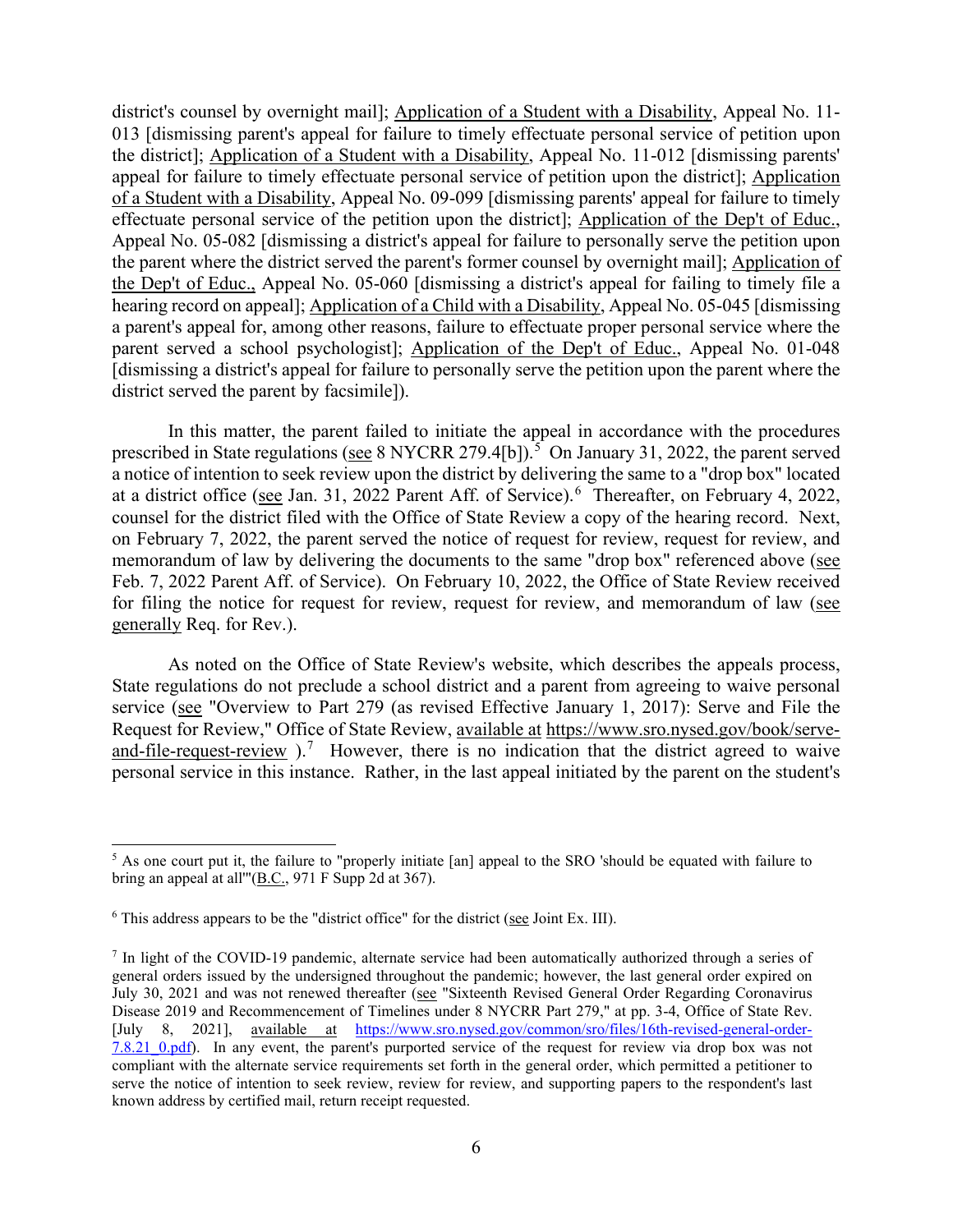district's counsel by overnight mail]; Application of a Student with a Disability, Appeal No. 11-013 [dismissing parent's appeal for failure to timely effectuate personal service of petition upon the district]; Application of a Student with a Disability, Appeal No. 11-012 [dismissing parents' appeal for failure to timely effectuate personal service of petition upon the district]; Application of a Student with a Disability, Appeal No. 09-099 [dismissing parents' appeal for failure to timely effectuate personal service of the petition upon the district]; Application of the Dep't of Educ., Appeal No. 05-082 [dismissing a district's appeal for failure to personally serve the petition upon the parent where the district served the parent's former counsel by overnight mail]; Application of the Dep't of Educ., Appeal No. 05-060 [dismissing a district's appeal for failing to timely file a hearing record on appeal]; Application of a Child with a Disability, Appeal No. 05-045 [dismissing a parent's appeal for, among other reasons, failure to effectuate proper personal service where the parent served a school psychologist]; Application of the Dep't of Educ., Appeal No. 01-048 [dismissing a district's appeal for failure to personally serve the petition upon the parent where the district served the parent by facsimile]).

In this matter, the parent failed to initiate the appeal in accordance with the procedures prescribed in State regulations (see 8 NYCRR 279.4[b]).[5] On January 31, 2022, the parent served a notice of intention to seek review upon the district by delivering the same to a "drop box" located at a district office (see Jan. 31, 2022 Parent Aff. of Service).[6] Thereafter, on February 4, 2022, counsel for the district filed with the Office of State Review a copy of the hearing record. Next, on February 7, 2022, the parent served the notice of request for review, request for review, and memorandum of law by delivering the documents to the same "drop box" referenced above (see Feb. 7, 2022 Parent Aff. of Service). On February 10, 2022, the Office of State Review received for filing the notice for request for review, request for review, and memorandum of law (see generally Req. for Rev.).

As noted on the Office of State Review's website, which describes the appeals process, State regulations do not preclude a school district and a parent from agreeing to waive personal service (see "Overview to Part 279 (as revised Effective January 1, 2017): Serve and File the Request for Review," Office of State Review, available at https://www.sro.nysed.gov/book/serve-and-file-request-review ).[7] However, there is no indication that the district agreed to waive personal service in this instance. Rather, in the last appeal initiated by the parent on the student's

---

[5] As one court put it, the failure to "properly initiate [an] appeal to the SRO 'should be equated with failure to bring an appeal at all'"(B.C., 971 F Supp 2d at 367).

[6] This address appears to be the "district office" for the district (see Joint Ex. III).

[7] In light of the COVID-19 pandemic, alternate service had been automatically authorized through a series of general orders issued by the undersigned throughout the pandemic; however, the last general order expired on July 30, 2021 and was not renewed thereafter (see "Sixteenth Revised General Order Regarding Coronavirus Disease 2019 and Recommencement of Timelines under 8 NYCRR Part 279," at pp. 3-4, Office of State Rev. [July 8, 2021], available at https://www.sro.nysed.gov/common/sro/files/16th-revised-general-order-7.8.21_0.pdf). In any event, the parent's purported service of the request for review via drop box was not compliant with the alternate service requirements set forth in the general order, which permitted a petitioner to serve the notice of intention to seek review, review for review, and supporting papers to the respondent's last known address by certified mail, return receipt requested.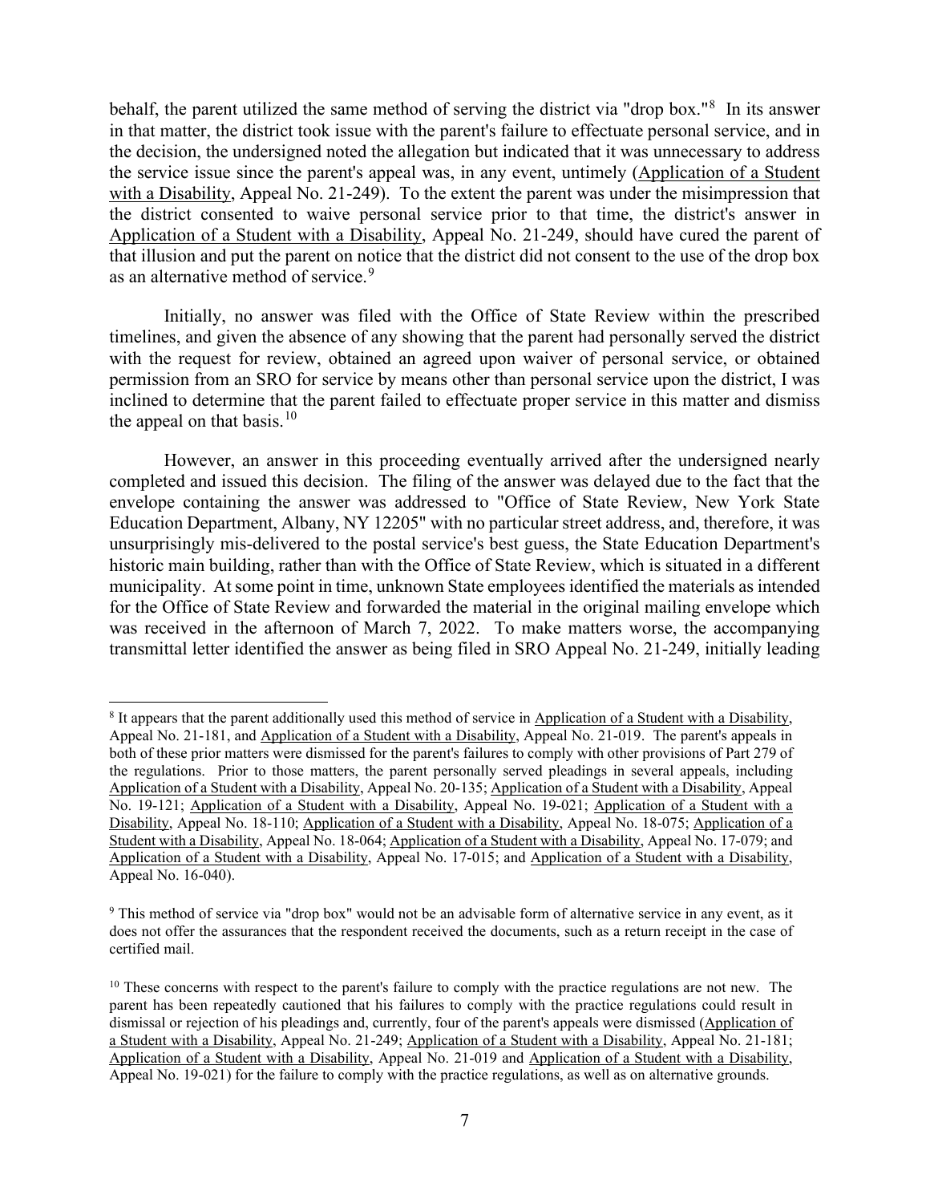behalf, the parent utilized the same method of serving the district via "drop box."[8] In its answer in that matter, the district took issue with the parent's failure to effectuate personal service, and in the decision, the undersigned noted the allegation but indicated that it was unnecessary to address the service issue since the parent's appeal was, in any event, untimely (Application of a Student with a Disability, Appeal No. 21-249). To the extent the parent was under the misimpression that the district consented to waive personal service prior to that time, the district's answer in Application of a Student with a Disability, Appeal No. 21-249, should have cured the parent of that illusion and put the parent on notice that the district did not consent to the use of the drop box as an alternative method of service.[9]

Initially, no answer was filed with the Office of State Review within the prescribed timelines, and given the absence of any showing that the parent had personally served the district with the request for review, obtained an agreed upon waiver of personal service, or obtained permission from an SRO for service by means other than personal service upon the district, I was inclined to determine that the parent failed to effectuate proper service in this matter and dismiss the appeal on that basis.[10]

However, an answer in this proceeding eventually arrived after the undersigned nearly completed and issued this decision. The filing of the answer was delayed due to the fact that the envelope containing the answer was addressed to "Office of State Review, New York State Education Department, Albany, NY 12205" with no particular street address, and, therefore, it was unsurprisingly mis-delivered to the postal service's best guess, the State Education Department's historic main building, rather than with the Office of State Review, which is situated in a different municipality. At some point in time, unknown State employees identified the materials as intended for the Office of State Review and forwarded the material in the original mailing envelope which was received in the afternoon of March 7, 2022. To make matters worse, the accompanying transmittal letter identified the answer as being filed in SRO Appeal No. 21-249, initially leading

---

[8] It appears that the parent additionally used this method of service in Application of a Student with a Disability, Appeal No. 21-181, and Application of a Student with a Disability, Appeal No. 21-019. The parent's appeals in both of these prior matters were dismissed for the parent's failures to comply with other provisions of Part 279 of the regulations. Prior to those matters, the parent personally served pleadings in several appeals, including Application of a Student with a Disability, Appeal No. 20-135; Application of a Student with a Disability, Appeal No. 19-121; Application of a Student with a Disability, Appeal No. 19-021; Application of a Student with a Disability, Appeal No. 18-110; Application of a Student with a Disability, Appeal No. 18-075; Application of a Student with a Disability, Appeal No. 18-064; Application of a Student with a Disability, Appeal No. 17-079; and Application of a Student with a Disability, Appeal No. 17-015; and Application of a Student with a Disability, Appeal No. 16-040).

[9] This method of service via "drop box" would not be an advisable form of alternative service in any event, as it does not offer the assurances that the respondent received the documents, such as a return receipt in the case of certified mail.

[10] These concerns with respect to the parent's failure to comply with the practice regulations are not new. The parent has been repeatedly cautioned that his failures to comply with the practice regulations could result in dismissal or rejection of his pleadings and, currently, four of the parent's appeals were dismissed (Application of a Student with a Disability, Appeal No. 21-249; Application of a Student with a Disability, Appeal No. 21-181; Application of a Student with a Disability, Appeal No. 21-019 and Application of a Student with a Disability, Appeal No. 19-021) for the failure to comply with the practice regulations, as well as on alternative grounds.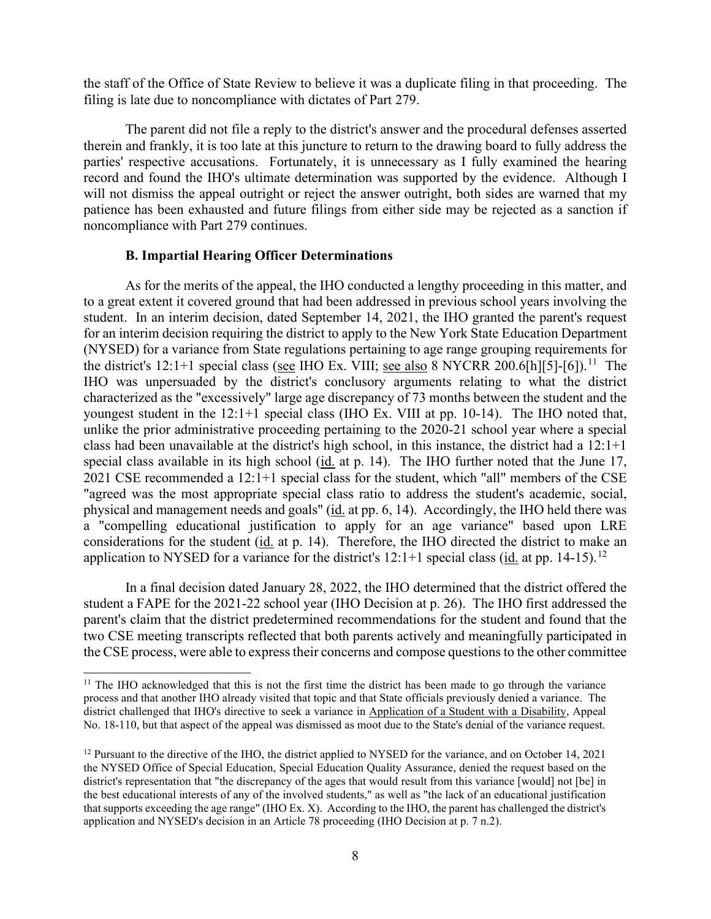the staff of the Office of State Review to believe it was a duplicate filing in that proceeding. The filing is late due to noncompliance with dictates of Part 279.

The parent did not file a reply to the district's answer and the procedural defenses asserted therein and frankly, it is too late at this juncture to return to the drawing board to fully address the parties' respective accusations. Fortunately, it is unnecessary as I fully examined the hearing record and found the IHO's ultimate determination was supported by the evidence. Although I will not dismiss the appeal outright or reject the answer outright, both sides are warned that my patience has been exhausted and future filings from either side may be rejected as a sanction if noncompliance with Part 279 continues.

### B. Impartial Hearing Officer Determinations

As for the merits of the appeal, the IHO conducted a lengthy proceeding in this matter, and to a great extent it covered ground that had been addressed in previous school years involving the student. In an interim decision, dated September 14, 2021, the IHO granted the parent's request for an interim decision requiring the district to apply to the New York State Education Department (NYSED) for a variance from State regulations pertaining to age range grouping requirements for the district's 12:1+1 special class (see IHO Ex. VIII; see also 8 NYCRR 200.6[h][5]-[6]).[11] The IHO was unpersuaded by the district's conclusory arguments relating to what the district characterized as the "excessively" large age discrepancy of 73 months between the student and the youngest student in the 12:1+1 special class (IHO Ex. VIII at pp. 10-14). The IHO noted that, unlike the prior administrative proceeding pertaining to the 2020-21 school year where a special class had been unavailable at the district's high school, in this instance, the district had a 12:1+1 special class available in its high school (id. at p. 14). The IHO further noted that the June 17, 2021 CSE recommended a 12:1+1 special class for the student, which "all" members of the CSE "agreed was the most appropriate special class ratio to address the student's academic, social, physical and management needs and goals" (id. at pp. 6, 14). Accordingly, the IHO held there was a "compelling educational justification to apply for an age variance" based upon LRE considerations for the student (id. at p. 14). Therefore, the IHO directed the district to make an application to NYSED for a variance for the district's 12:1+1 special class (id. at pp. 14-15).[12]

In a final decision dated January 28, 2022, the IHO determined that the district offered the student a FAPE for the 2021-22 school year (IHO Decision at p. 26). The IHO first addressed the parent's claim that the district predetermined recommendations for the student and found that the two CSE meeting transcripts reflected that both parents actively and meaningfully participated in the CSE process, were able to express their concerns and compose questions to the other committee

[11] The IHO acknowledged that this is not the first time the district has been made to go through the variance process and that another IHO already visited that topic and that State officials previously denied a variance. The district challenged that IHO's directive to seek a variance in Application of a Student with a Disability, Appeal No. 18-110, but that aspect of the appeal was dismissed as moot due to the State's denial of the variance request.

[12] Pursuant to the directive of the IHO, the district applied to NYSED for the variance, and on October 14, 2021 the NYSED Office of Special Education, Special Education Quality Assurance, denied the request based on the district's representation that "the discrepancy of the ages that would result from this variance [would] not [be] in the best educational interests of any of the involved students," as well as "the lack of an educational justification that supports exceeding the age range" (IHO Ex. X). According to the IHO, the parent has challenged the district's application and NYSED's decision in an Article 78 proceeding (IHO Decision at p. 7 n.2).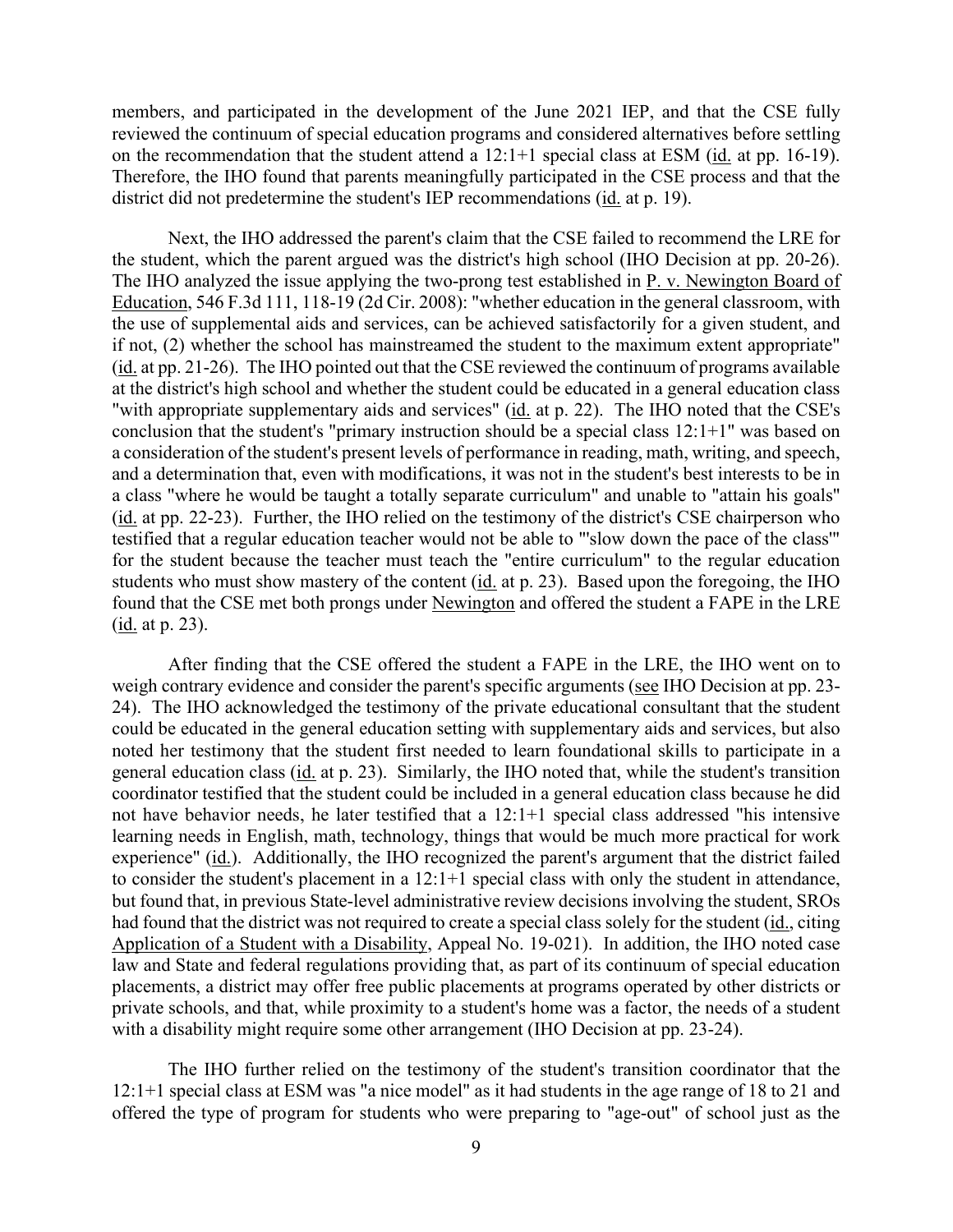members, and participated in the development of the June 2021 IEP, and that the CSE fully reviewed the continuum of special education programs and considered alternatives before settling on the recommendation that the student attend a 12:1+1 special class at ESM (id. at pp. 16-19). Therefore, the IHO found that parents meaningfully participated in the CSE process and that the district did not predetermine the student's IEP recommendations (id. at p. 19).

Next, the IHO addressed the parent's claim that the CSE failed to recommend the LRE for the student, which the parent argued was the district's high school (IHO Decision at pp. 20-26). The IHO analyzed the issue applying the two-prong test established in P. v. Newington Board of Education, 546 F.3d 111, 118-19 (2d Cir. 2008): "whether education in the general classroom, with the use of supplemental aids and services, can be achieved satisfactorily for a given student, and if not, (2) whether the school has mainstreamed the student to the maximum extent appropriate" (id. at pp. 21-26). The IHO pointed out that the CSE reviewed the continuum of programs available at the district's high school and whether the student could be educated in a general education class "with appropriate supplementary aids and services" (id. at p. 22). The IHO noted that the CSE's conclusion that the student's "primary instruction should be a special class 12:1+1" was based on a consideration of the student's present levels of performance in reading, math, writing, and speech, and a determination that, even with modifications, it was not in the student's best interests to be in a class "where he would be taught a totally separate curriculum" and unable to "attain his goals" (id. at pp. 22-23). Further, the IHO relied on the testimony of the district's CSE chairperson who testified that a regular education teacher would not be able to "'slow down the pace of the class'" for the student because the teacher must teach the "entire curriculum" to the regular education students who must show mastery of the content (id. at p. 23). Based upon the foregoing, the IHO found that the CSE met both prongs under Newington and offered the student a FAPE in the LRE (id. at p. 23).

After finding that the CSE offered the student a FAPE in the LRE, the IHO went on to weigh contrary evidence and consider the parent's specific arguments (see IHO Decision at pp. 23-24). The IHO acknowledged the testimony of the private educational consultant that the student could be educated in the general education setting with supplementary aids and services, but also noted her testimony that the student first needed to learn foundational skills to participate in a general education class (id. at p. 23). Similarly, the IHO noted that, while the student's transition coordinator testified that the student could be included in a general education class because he did not have behavior needs, he later testified that a 12:1+1 special class addressed "his intensive learning needs in English, math, technology, things that would be much more practical for work experience" (id.). Additionally, the IHO recognized the parent's argument that the district failed to consider the student's placement in a 12:1+1 special class with only the student in attendance, but found that, in previous State-level administrative review decisions involving the student, SROs had found that the district was not required to create a special class solely for the student (id., citing Application of a Student with a Disability, Appeal No. 19-021). In addition, the IHO noted case law and State and federal regulations providing that, as part of its continuum of special education placements, a district may offer free public placements at programs operated by other districts or private schools, and that, while proximity to a student's home was a factor, the needs of a student with a disability might require some other arrangement (IHO Decision at pp. 23-24).

The IHO further relied on the testimony of the student's transition coordinator that the 12:1+1 special class at ESM was "a nice model" as it had students in the age range of 18 to 21 and offered the type of program for students who were preparing to "age-out" of school just as the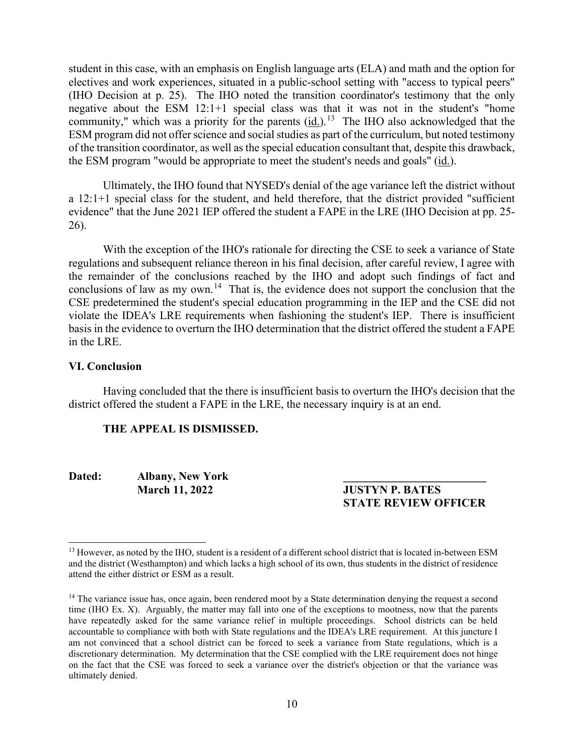student in this case, with an emphasis on English language arts (ELA) and math and the option for electives and work experiences, situated in a public-school setting with "access to typical peers" (IHO Decision at p. 25). The IHO noted the transition coordinator's testimony that the only negative about the ESM 12:1+1 special class was that it was not in the student's "home community," which was a priority for the parents (id.).[13] The IHO also acknowledged that the ESM program did not offer science and social studies as part of the curriculum, but noted testimony of the transition coordinator, as well as the special education consultant that, despite this drawback, the ESM program "would be appropriate to meet the student's needs and goals" (id.).

Ultimately, the IHO found that NYSED's denial of the age variance left the district without a 12:1+1 special class for the student, and held therefore, that the district provided "sufficient evidence" that the June 2021 IEP offered the student a FAPE in the LRE (IHO Decision at pp. 25-26).

With the exception of the IHO's rationale for directing the CSE to seek a variance of State regulations and subsequent reliance thereon in his final decision, after careful review, I agree with the remainder of the conclusions reached by the IHO and adopt such findings of fact and conclusions of law as my own.[14] That is, the evidence does not support the conclusion that the CSE predetermined the student's special education programming in the IEP and the CSE did not violate the IDEA's LRE requirements when fashioning the student's IEP. There is insufficient basis in the evidence to overturn the IHO determination that the district offered the student a FAPE in the LRE.

**VI. Conclusion**

Having concluded that the there is insufficient basis to overturn the IHO's decision that the district offered the student a FAPE in the LRE, the necessary inquiry is at an end.

**THE APPEAL IS DISMISSED.**

**Dated: Albany, New York**
**March 11, 2022**

**JUSTYN P. BATES**
**STATE REVIEW OFFICER**

---

[13] However, as noted by the IHO, student is a resident of a different school district that is located in-between ESM and the district (Westhampton) and which lacks a high school of its own, thus students in the district of residence attend the either district or ESM as a result.

[14] The variance issue has, once again, been rendered moot by a State determination denying the request a second time (IHO Ex. X). Arguably, the matter may fall into one of the exceptions to mootness, now that the parents have repeatedly asked for the same variance relief in multiple proceedings. School districts can be held accountable to compliance with both with State regulations and the IDEA's LRE requirement. At this juncture I am not convinced that a school district can be forced to seek a variance from State regulations, which is a discretionary determination. My determination that the CSE complied with the LRE requirement does not hinge on the fact that the CSE was forced to seek a variance over the district's objection or that the variance was ultimately denied.